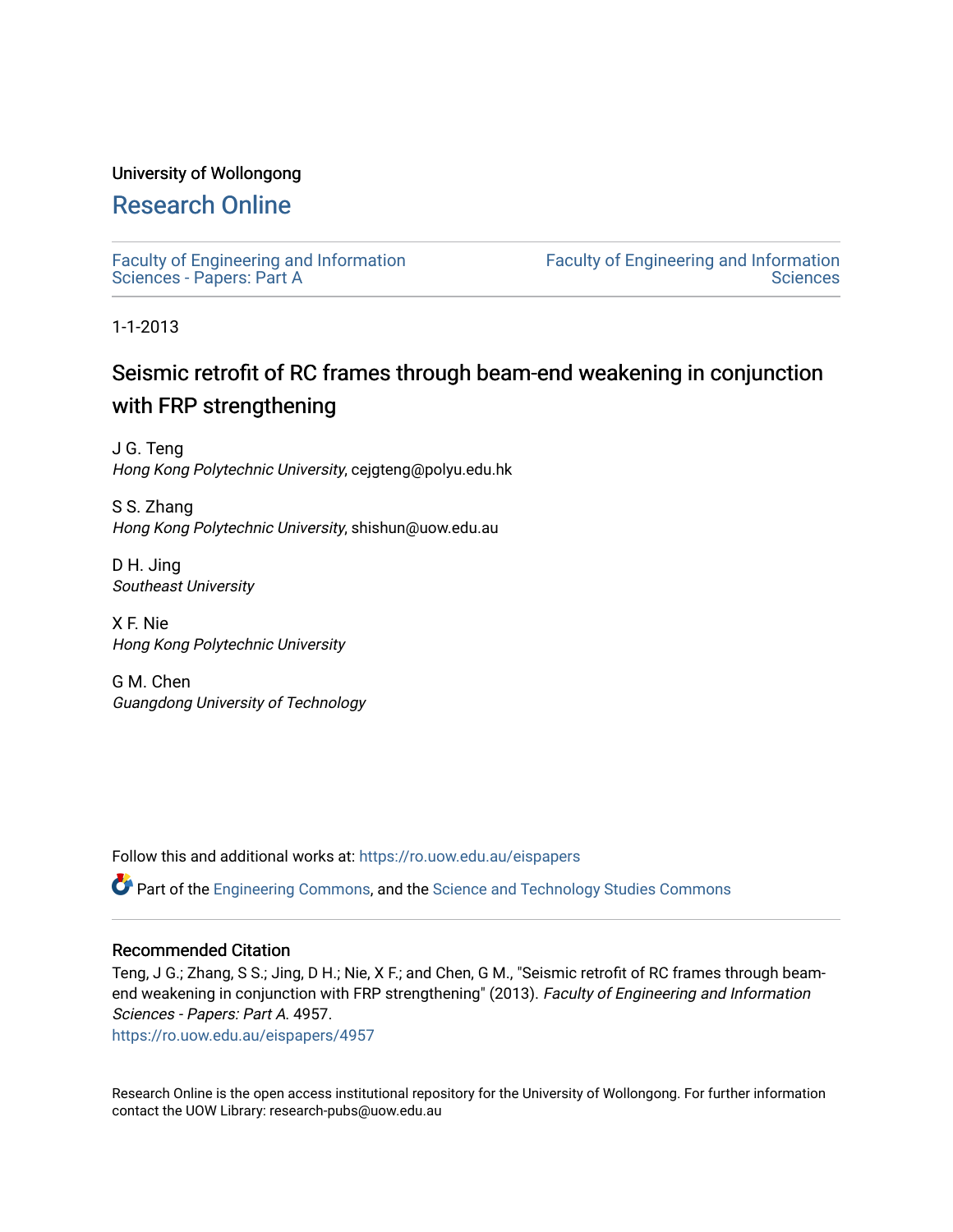University of Wollongong

# Research Online

Faculty of Engineering and Information Sciences - Papers: Part A

Faculty of Engineering and Information Sciences

1-1-2013

## Seismic retrofit of RC frames through beam-end weakening in conjunction with FRP strengthening

J G. Teng
*Hong Kong Polytechnic University*, cejgteng@polyu.edu.hk

S S. Zhang
*Hong Kong Polytechnic University*, shishun@uow.edu.au

D H. Jing
*Southeast University*

X F. Nie
*Hong Kong Polytechnic University*

G M. Chen
*Guangdong University of Technology*

Follow this and additional works at: https://ro.uow.edu.au/eispapers

Part of the Engineering Commons, and the Science and Technology Studies Commons

### Recommended Citation

Teng, J G.; Zhang, S S.; Jing, D H.; Nie, X F.; and Chen, G M., "Seismic retrofit of RC frames through beam-end weakening in conjunction with FRP strengthening" (2013). *Faculty of Engineering and Information Sciences - Papers: Part A*. 4957.
https://ro.uow.edu.au/eispapers/4957

Research Online is the open access institutional repository for the University of Wollongong. For further information contact the UOW Library: research-pubs@uow.edu.au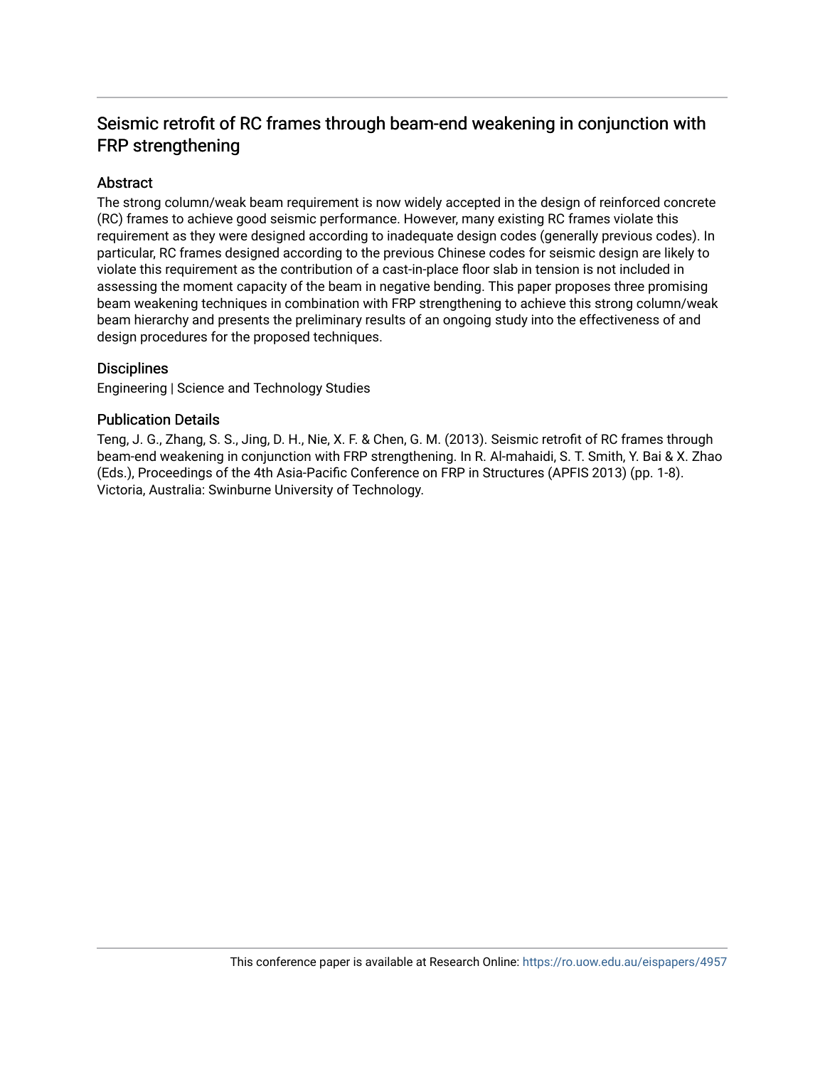# Seismic retrofit of RC frames through beam-end weakening in conjunction with FRP strengthening

## Abstract

The strong column/weak beam requirement is now widely accepted in the design of reinforced concrete (RC) frames to achieve good seismic performance. However, many existing RC frames violate this requirement as they were designed according to inadequate design codes (generally previous codes). In particular, RC frames designed according to the previous Chinese codes for seismic design are likely to violate this requirement as the contribution of a cast-in-place floor slab in tension is not included in assessing the moment capacity of the beam in negative bending. This paper proposes three promising beam weakening techniques in combination with FRP strengthening to achieve this strong column/weak beam hierarchy and presents the preliminary results of an ongoing study into the effectiveness of and design procedures for the proposed techniques.

## Disciplines

Engineering | Science and Technology Studies

## Publication Details

Teng, J. G., Zhang, S. S., Jing, D. H., Nie, X. F. & Chen, G. M. (2013). Seismic retrofit of RC frames through beam-end weakening in conjunction with FRP strengthening. In R. Al-mahaidi, S. T. Smith, Y. Bai & X. Zhao (Eds.), Proceedings of the 4th Asia-Pacific Conference on FRP in Structures (APFIS 2013) (pp. 1-8). Victoria, Australia: Swinburne University of Technology.

This conference paper is available at Research Online: https://ro.uow.edu.au/eispapers/4957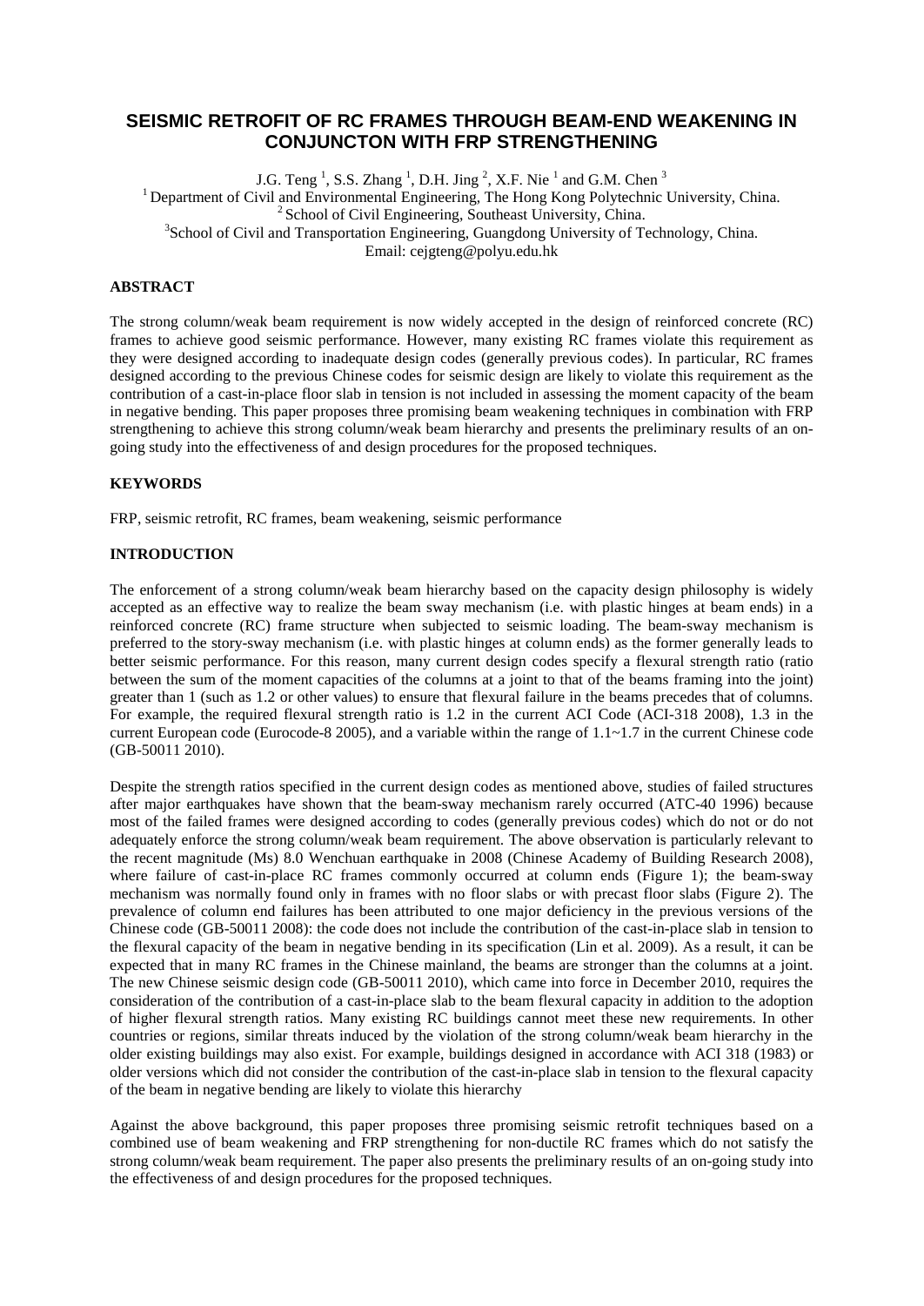# SEISMIC RETROFIT OF RC FRAMES THROUGH BEAM-END WEAKENING IN CONJUNCTON WITH FRP STRENGTHENING

J.G. Teng [1], S.S. Zhang [1], D.H. Jing [2], X.F. Nie [1] and G.M. Chen [3]

[1] Department of Civil and Environmental Engineering, The Hong Kong Polytechnic University, China.
[2] School of Civil Engineering, Southeast University, China.
[3] School of Civil and Transportation Engineering, Guangdong University of Technology, China.
Email: cejgteng@polyu.edu.hk

## ABSTRACT

The strong column/weak beam requirement is now widely accepted in the design of reinforced concrete (RC) frames to achieve good seismic performance. However, many existing RC frames violate this requirement as they were designed according to inadequate design codes (generally previous codes). In particular, RC frames designed according to the previous Chinese codes for seismic design are likely to violate this requirement as the contribution of a cast-in-place floor slab in tension is not included in assessing the moment capacity of the beam in negative bending. This paper proposes three promising beam weakening techniques in combination with FRP strengthening to achieve this strong column/weak beam hierarchy and presents the preliminary results of an on-going study into the effectiveness of and design procedures for the proposed techniques.

## KEYWORDS

FRP, seismic retrofit, RC frames, beam weakening, seismic performance

## INTRODUCTION

The enforcement of a strong column/weak beam hierarchy based on the capacity design philosophy is widely accepted as an effective way to realize the beam sway mechanism (i.e. with plastic hinges at beam ends) in a reinforced concrete (RC) frame structure when subjected to seismic loading. The beam-sway mechanism is preferred to the story-sway mechanism (i.e. with plastic hinges at column ends) as the former generally leads to better seismic performance. For this reason, many current design codes specify a flexural strength ratio (ratio between the sum of the moment capacities of the columns at a joint to that of the beams framing into the joint) greater than 1 (such as 1.2 or other values) to ensure that flexural failure in the beams precedes that of columns. For example, the required flexural strength ratio is 1.2 in the current ACI Code (ACI-318 2008), 1.3 in the current European code (Eurocode-8 2005), and a variable within the range of 1.1~1.7 in the current Chinese code (GB-50011 2010).

Despite the strength ratios specified in the current design codes as mentioned above, studies of failed structures after major earthquakes have shown that the beam-sway mechanism rarely occurred (ATC-40 1996) because most of the failed frames were designed according to codes (generally previous codes) which do not or do not adequately enforce the strong column/weak beam requirement. The above observation is particularly relevant to the recent magnitude (Ms) 8.0 Wenchuan earthquake in 2008 (Chinese Academy of Building Research 2008), where failure of cast-in-place RC frames commonly occurred at column ends (Figure 1); the beam-sway mechanism was normally found only in frames with no floor slabs or with precast floor slabs (Figure 2). The prevalence of column end failures has been attributed to one major deficiency in the previous versions of the Chinese code (GB-50011 2008): the code does not include the contribution of the cast-in-place slab in tension to the flexural capacity of the beam in negative bending in its specification (Lin et al. 2009). As a result, it can be expected that in many RC frames in the Chinese mainland, the beams are stronger than the columns at a joint. The new Chinese seismic design code (GB-50011 2010), which came into force in December 2010, requires the consideration of the contribution of a cast-in-place slab to the beam flexural capacity in addition to the adoption of higher flexural strength ratios. Many existing RC buildings cannot meet these new requirements. In other countries or regions, similar threats induced by the violation of the strong column/weak beam hierarchy in the older existing buildings may also exist. For example, buildings designed in accordance with ACI 318 (1983) or older versions which did not consider the contribution of the cast-in-place slab in tension to the flexural capacity of the beam in negative bending are likely to violate this hierarchy

Against the above background, this paper proposes three promising seismic retrofit techniques based on a combined use of beam weakening and FRP strengthening for non-ductile RC frames which do not satisfy the strong column/weak beam requirement. The paper also presents the preliminary results of an on-going study into the effectiveness of and design procedures for the proposed techniques.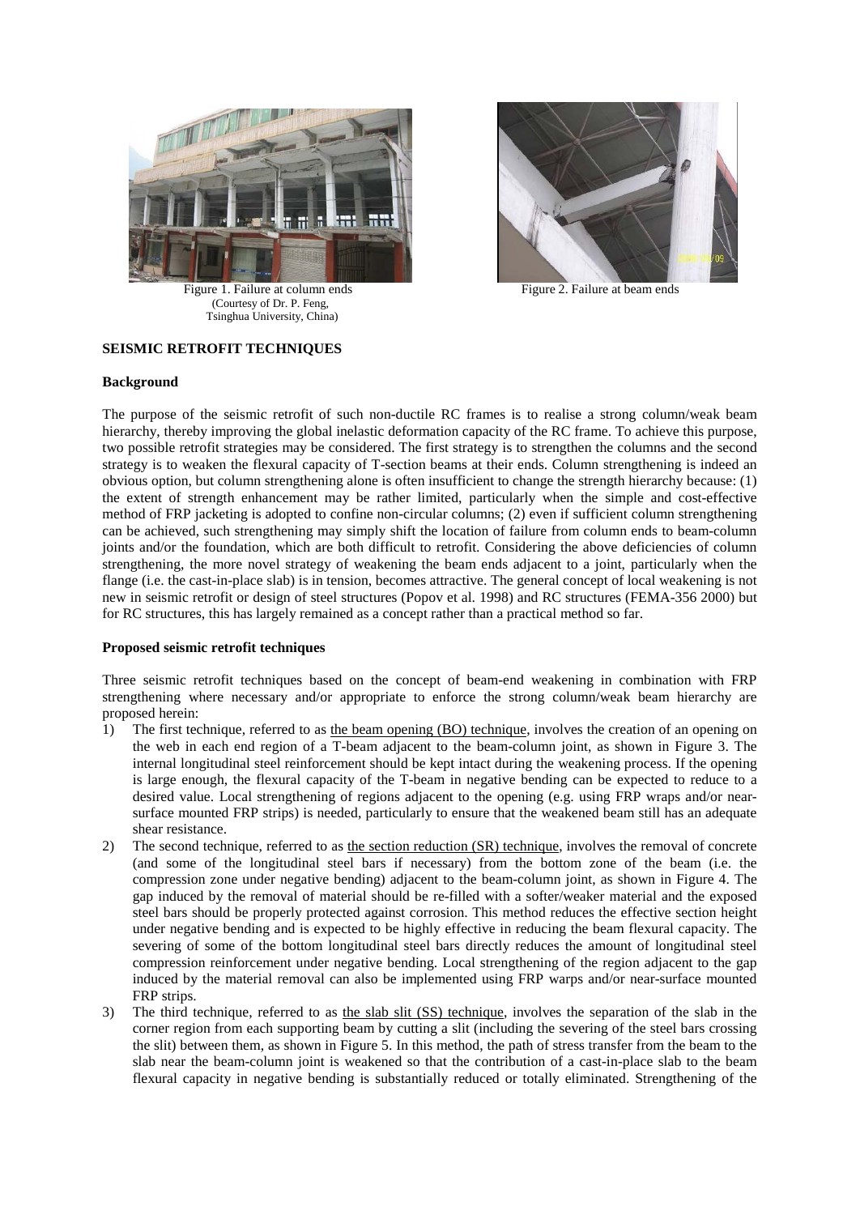Figure 1. Failure at column ends (Courtesy of Dr. P. Feng, Tsinghua University, China)

Figure 2. Failure at beam ends

**SEISMIC RETROFIT TECHNIQUES**

**Background**

The purpose of the seismic retrofit of such non-ductile RC frames is to realise a strong column/weak beam hierarchy, thereby improving the global inelastic deformation capacity of the RC frame. To achieve this purpose, two possible retrofit strategies may be considered. The first strategy is to strengthen the columns and the second strategy is to weaken the flexural capacity of T-section beams at their ends. Column strengthening is indeed an obvious option, but column strengthening alone is often insufficient to change the strength hierarchy because: (1) the extent of strength enhancement may be rather limited, particularly when the simple and cost-effective method of FRP jacketing is adopted to confine non-circular columns; (2) even if sufficient column strengthening can be achieved, such strengthening may simply shift the location of failure from column ends to beam-column joints and/or the foundation, which are both difficult to retrofit. Considering the above deficiencies of column strengthening, the more novel strategy of weakening the beam ends adjacent to a joint, particularly when the flange (i.e. the cast-in-place slab) is in tension, becomes attractive. The general concept of local weakening is not new in seismic retrofit or design of steel structures (Popov et al. 1998) and RC structures (FEMA-356 2000) but for RC structures, this has largely remained as a concept rather than a practical method so far.

**Proposed seismic retrofit techniques**

Three seismic retrofit techniques based on the concept of beam-end weakening in combination with FRP strengthening where necessary and/or appropriate to enforce the strong column/weak beam hierarchy are proposed herein:

1) The first technique, referred to as the beam opening (BO) technique, involves the creation of an opening on the web in each end region of a T-beam adjacent to the beam-column joint, as shown in Figure 3. The internal longitudinal steel reinforcement should be kept intact during the weakening process. If the opening is large enough, the flexural capacity of the T-beam in negative bending can be expected to reduce to a desired value. Local strengthening of regions adjacent to the opening (e.g. using FRP wraps and/or near-surface mounted FRP strips) is needed, particularly to ensure that the weakened beam still has an adequate shear resistance.
2) The second technique, referred to as the section reduction (SR) technique, involves the removal of concrete (and some of the longitudinal steel bars if necessary) from the bottom zone of the beam (i.e. the compression zone under negative bending) adjacent to the beam-column joint, as shown in Figure 4. The gap induced by the removal of material should be re-filled with a softer/weaker material and the exposed steel bars should be properly protected against corrosion. This method reduces the effective section height under negative bending and is expected to be highly effective in reducing the beam flexural capacity. The severing of some of the bottom longitudinal steel bars directly reduces the amount of longitudinal steel compression reinforcement under negative bending. Local strengthening of the region adjacent to the gap induced by the material removal can also be implemented using FRP warps and/or near-surface mounted FRP strips.
3) The third technique, referred to as the slab slit (SS) technique, involves the separation of the slab in the corner region from each supporting beam by cutting a slit (including the severing of the steel bars crossing the slit) between them, as shown in Figure 5. In this method, the path of stress transfer from the beam to the slab near the beam-column joint is weakened so that the contribution of a cast-in-place slab to the beam flexural capacity in negative bending is substantially reduced or totally eliminated. Strengthening of the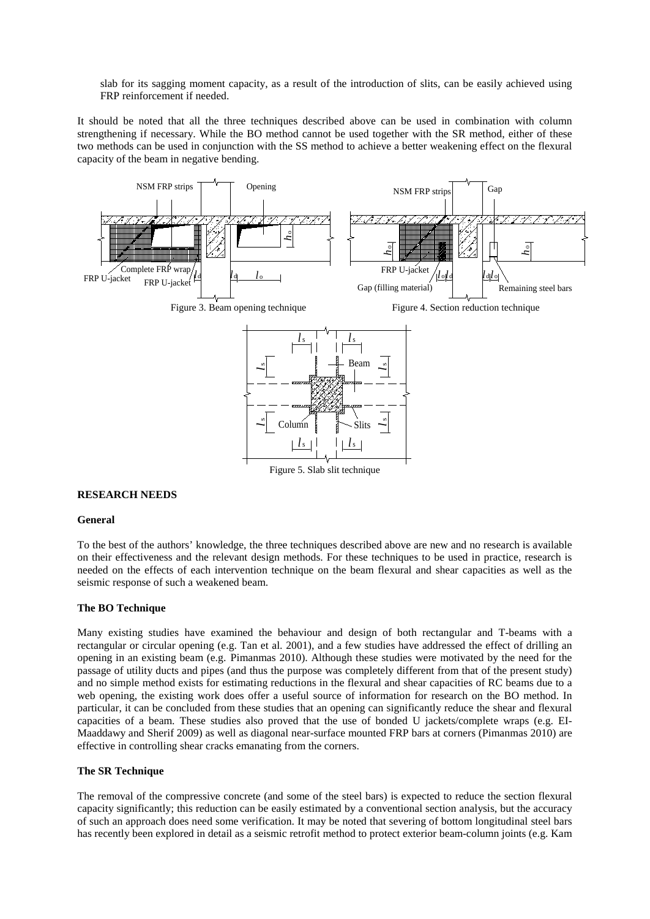slab for its sagging moment capacity, as a result of the introduction of slits, can be easily achieved using FRP reinforcement if needed.

It should be noted that all the three techniques described above can be used in combination with column strengthening if necessary. While the BO method cannot be used together with the SR method, either of these two methods can be used in conjunction with the SS method to achieve a better weakening effect on the flexural capacity of the beam in negative bending.

Figure 3. Beam opening technique

Figure 4. Section reduction technique

Figure 5. Slab slit technique

## RESEARCH NEEDS

### General

To the best of the authors' knowledge, the three techniques described above are new and no research is available on their effectiveness and the relevant design methods. For these techniques to be used in practice, research is needed on the effects of each intervention technique on the beam flexural and shear capacities as well as the seismic response of such a weakened beam.

### The BO Technique

Many existing studies have examined the behaviour and design of both rectangular and T-beams with a rectangular or circular opening (e.g. Tan et al. 2001), and a few studies have addressed the effect of drilling an opening in an existing beam (e.g. Pimanmas 2010). Although these studies were motivated by the need for the passage of utility ducts and pipes (and thus the purpose was completely different from that of the present study) and no simple method exists for estimating reductions in the flexural and shear capacities of RC beams due to a web opening, the existing work does offer a useful source of information for research on the BO method. In particular, it can be concluded from these studies that an opening can significantly reduce the shear and flexural capacities of a beam. These studies also proved that the use of bonded U jackets/complete wraps (e.g. El-Maaddawy and Sherif 2009) as well as diagonal near-surface mounted FRP bars at corners (Pimanmas 2010) are effective in controlling shear cracks emanating from the corners.

### The SR Technique

The removal of the compressive concrete (and some of the steel bars) is expected to reduce the section flexural capacity significantly; this reduction can be easily estimated by a conventional section analysis, but the accuracy of such an approach does need some verification. It may be noted that severing of bottom longitudinal steel bars has recently been explored in detail as a seismic retrofit method to protect exterior beam-column joints (e.g. Kam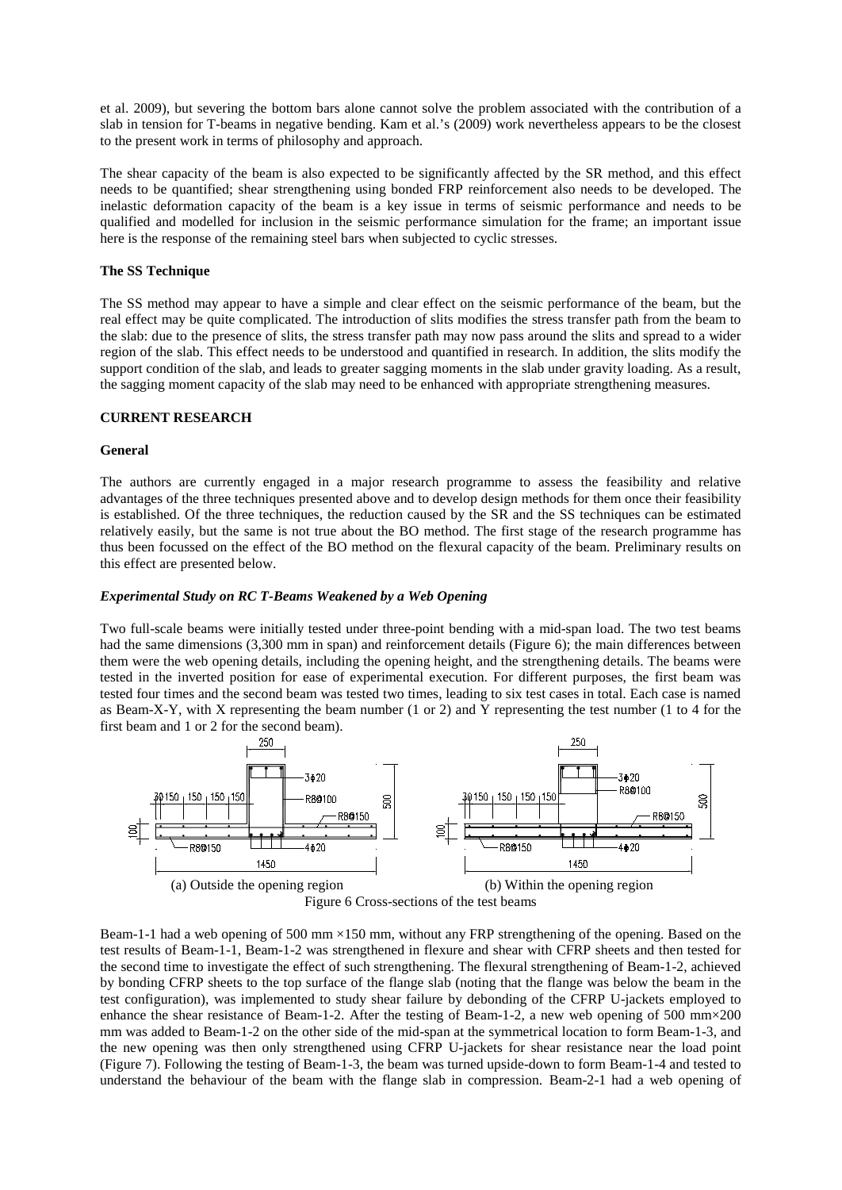et al. 2009), but severing the bottom bars alone cannot solve the problem associated with the contribution of a slab in tension for T-beams in negative bending. Kam et al.'s (2009) work nevertheless appears to be the closest to the present work in terms of philosophy and approach.

The shear capacity of the beam is also expected to be significantly affected by the SR method, and this effect needs to be quantified; shear strengthening using bonded FRP reinforcement also needs to be developed. The inelastic deformation capacity of the beam is a key issue in terms of seismic performance and needs to be qualified and modelled for inclusion in the seismic performance simulation for the frame; an important issue here is the response of the remaining steel bars when subjected to cyclic stresses.

**The SS Technique**

The SS method may appear to have a simple and clear effect on the seismic performance of the beam, but the real effect may be quite complicated. The introduction of slits modifies the stress transfer path from the beam to the slab: due to the presence of slits, the stress transfer path may now pass around the slits and spread to a wider region of the slab. This effect needs to be understood and quantified in research. In addition, the slits modify the support condition of the slab, and leads to greater sagging moments in the slab under gravity loading. As a result, the sagging moment capacity of the slab may need to be enhanced with appropriate strengthening measures.

## CURRENT RESEARCH

**General**

The authors are currently engaged in a major research programme to assess the feasibility and relative advantages of the three techniques presented above and to develop design methods for them once their feasibility is established. Of the three techniques, the reduction caused by the SR and the SS techniques can be estimated relatively easily, but the same is not true about the BO method. The first stage of the research programme has thus been focussed on the effect of the BO method on the flexural capacity of the beam. Preliminary results on this effect are presented below.

***Experimental Study on RC T-Beams Weakened by a Web Opening***

Two full-scale beams were initially tested under three-point bending with a mid-span load. The two test beams had the same dimensions (3,300 mm in span) and reinforcement details (Figure 6); the main differences between them were the web opening details, including the opening height, and the strengthening details. The beams were tested in the inverted position for ease of experimental execution. For different purposes, the first beam was tested four times and the second beam was tested two times, leading to six test cases in total. Each case is named as Beam-X-Y, with X representing the beam number (1 or 2) and Y representing the test number (1 to 4 for the first beam and 1 or 2 for the second beam).

(a) Outside the opening region (b) Within the opening region

Figure 6 Cross-sections of the test beams

Beam-1-1 had a web opening of 500 mm ×150 mm, without any FRP strengthening of the opening. Based on the test results of Beam-1-1, Beam-1-2 was strengthened in flexure and shear with CFRP sheets and then tested for the second time to investigate the effect of such strengthening. The flexural strengthening of Beam-1-2, achieved by bonding CFRP sheets to the top surface of the flange slab (noting that the flange was below the beam in the test configuration), was implemented to study shear failure by debonding of the CFRP U-jackets employed to enhance the shear resistance of Beam-1-2. After the testing of Beam-1-2, a new web opening of 500 mm×200 mm was added to Beam-1-2 on the other side of the mid-span at the symmetrical location to form Beam-1-3, and the new opening was then only strengthened using CFRP U-jackets for shear resistance near the load point (Figure 7). Following the testing of Beam-1-3, the beam was turned upside-down to form Beam-1-4 and tested to understand the behaviour of the beam with the flange slab in compression. Beam-2-1 had a web opening of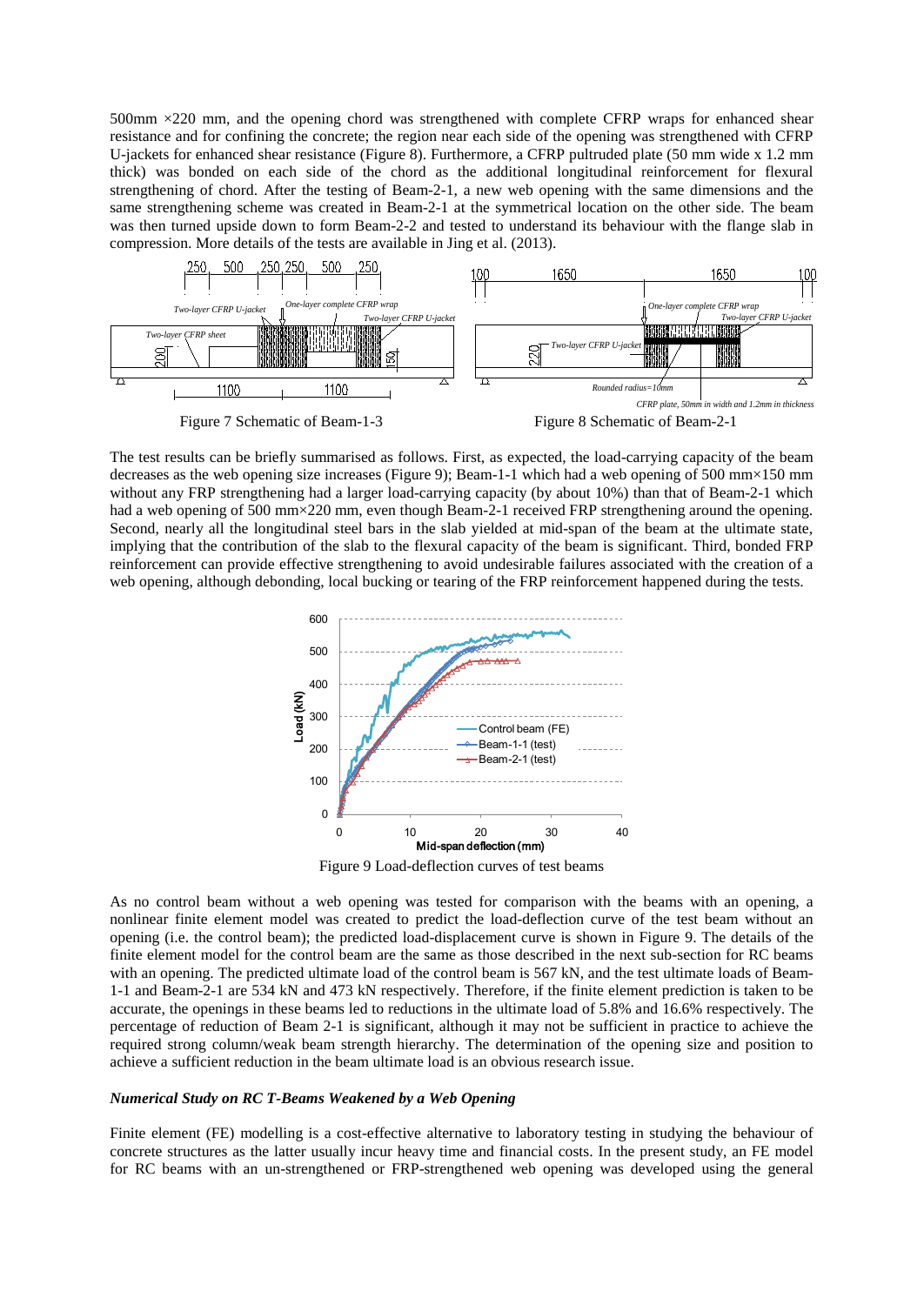500mm ×220 mm, and the opening chord was strengthened with complete CFRP wraps for enhanced shear resistance and for confining the concrete; the region near each side of the opening was strengthened with CFRP U-jackets for enhanced shear resistance (Figure 8). Furthermore, a CFRP pultruded plate (50 mm wide x 1.2 mm thick) was bonded on each side of the chord as the additional longitudinal reinforcement for flexural strengthening of chord. After the testing of Beam-2-1, a new web opening with the same dimensions and the same strengthening scheme was created in Beam-2-1 at the symmetrical location on the other side. The beam was then turned upside down to form Beam-2-2 and tested to understand its behaviour with the flange slab in compression. More details of the tests are available in Jing et al. (2013).

Figure 7 Schematic of Beam-1-3

Figure 8 Schematic of Beam-2-1

The test results can be briefly summarised as follows. First, as expected, the load-carrying capacity of the beam decreases as the web opening size increases (Figure 9); Beam-1-1 which had a web opening of 500 mm×150 mm without any FRP strengthening had a larger load-carrying capacity (by about 10%) than that of Beam-2-1 which had a web opening of 500 mm×220 mm, even though Beam-2-1 received FRP strengthening around the opening. Second, nearly all the longitudinal steel bars in the slab yielded at mid-span of the beam at the ultimate state, implying that the contribution of the slab to the flexural capacity of the beam is significant. Third, bonded FRP reinforcement can provide effective strengthening to avoid undesirable failures associated with the creation of a web opening, although debonding, local bucking or tearing of the FRP reinforcement happened during the tests.

Figure 9 Load-deflection curves of test beams

As no control beam without a web opening was tested for comparison with the beams with an opening, a nonlinear finite element model was created to predict the load-deflection curve of the test beam without an opening (i.e. the control beam); the predicted load-displacement curve is shown in Figure 9. The details of the finite element model for the control beam are the same as those described in the next sub-section for RC beams with an opening. The predicted ultimate load of the control beam is 567 kN, and the test ultimate loads of Beam-1-1 and Beam-2-1 are 534 kN and 473 kN respectively. Therefore, if the finite element prediction is taken to be accurate, the openings in these beams led to reductions in the ultimate load of 5.8% and 16.6% respectively. The percentage of reduction of Beam 2-1 is significant, although it may not be sufficient in practice to achieve the required strong column/weak beam strength hierarchy. The determination of the opening size and position to achieve a sufficient reduction in the beam ultimate load is an obvious research issue.

***Numerical Study on RC T-Beams Weakened by a Web Opening***

Finite element (FE) modelling is a cost-effective alternative to laboratory testing in studying the behaviour of concrete structures as the latter usually incur heavy time and financial costs. In the present study, an FE model for RC beams with an un-strengthened or FRP-strengthened web opening was developed using the general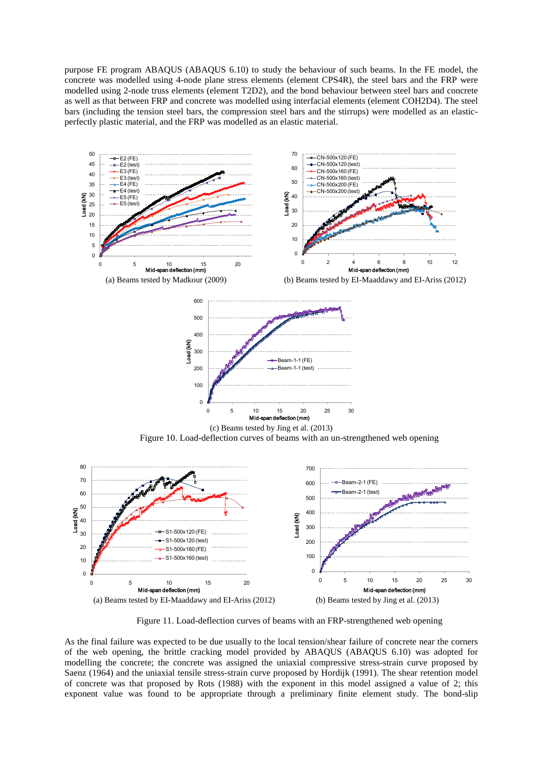purpose FE program ABAQUS (ABAQUS 6.10) to study the behaviour of such beams. In the FE model, the concrete was modelled using 4-node plane stress elements (element CPS4R), the steel bars and the FRP were modelled using 2-node truss elements (element T2D2), and the bond behaviour between steel bars and concrete as well as that between FRP and concrete was modelled using interfacial elements (element COH2D4). The steel bars (including the tension steel bars, the compression steel bars and the stirrups) were modelled as an elastic-perfectly plastic material, and the FRP was modelled as an elastic material.

(a) Beams tested by Madkour (2009)

(b) Beams tested by EI-Maaddawy and EI-Ariss (2012)

(c) Beams tested by Jing et al. (2013)

Figure 10. Load-deflection curves of beams with an un-strengthened web opening

(a) Beams tested by EI-Maaddawy and EI-Ariss (2012)

(b) Beams tested by Jing et al. (2013)

Figure 11. Load-deflection curves of beams with an FRP-strengthened web opening

As the final failure was expected to be due usually to the local tension/shear failure of concrete near the corners of the web opening, the brittle cracking model provided by ABAQUS (ABAQUS 6.10) was adopted for modelling the concrete; the concrete was assigned the uniaxial compressive stress-strain curve proposed by Saenz (1964) and the uniaxial tensile stress-strain curve proposed by Hordijk (1991). The shear retention model of concrete was that proposed by Rots (1988) with the exponent in this model assigned a value of 2; this exponent value was found to be appropriate through a preliminary finite element study. The bond-slip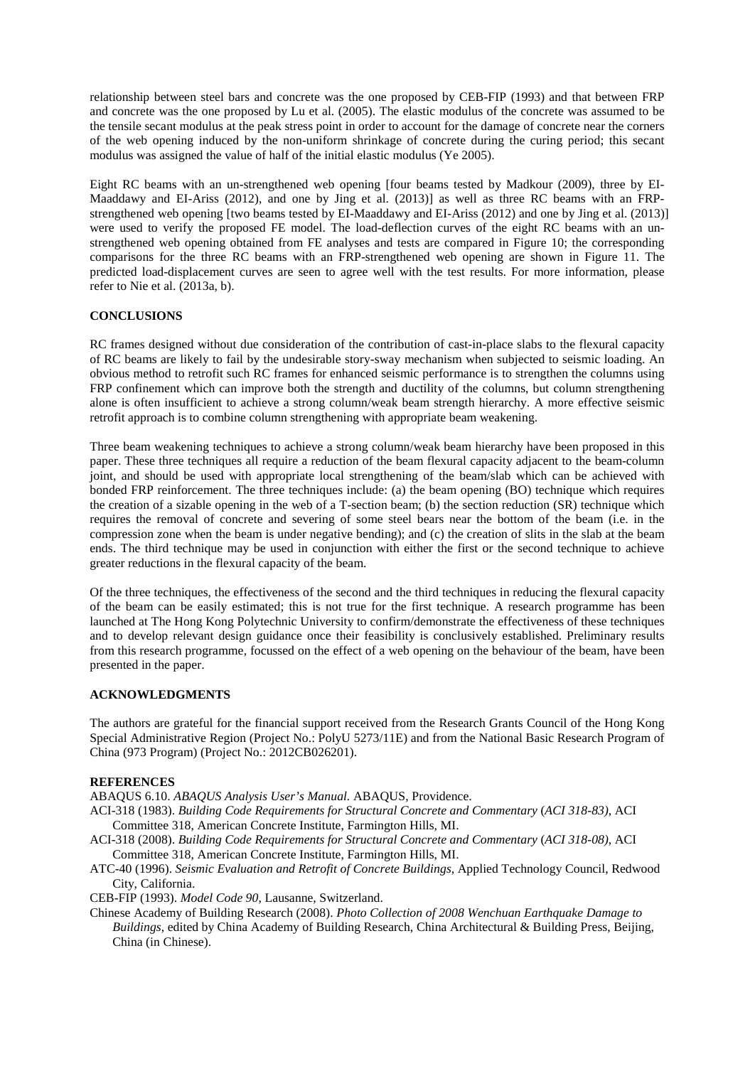relationship between steel bars and concrete was the one proposed by CEB-FIP (1993) and that between FRP and concrete was the one proposed by Lu et al. (2005). The elastic modulus of the concrete was assumed to be the tensile secant modulus at the peak stress point in order to account for the damage of concrete near the corners of the web opening induced by the non-uniform shrinkage of concrete during the curing period; this secant modulus was assigned the value of half of the initial elastic modulus (Ye 2005).

Eight RC beams with an un-strengthened web opening [four beams tested by Madkour (2009), three by EI-Maaddawy and EI-Ariss (2012), and one by Jing et al. (2013)] as well as three RC beams with an FRP-strengthened web opening [two beams tested by EI-Maaddawy and EI-Ariss (2012) and one by Jing et al. (2013)] were used to verify the proposed FE model. The load-deflection curves of the eight RC beams with an un-strengthened web opening obtained from FE analyses and tests are compared in Figure 10; the corresponding comparisons for the three RC beams with an FRP-strengthened web opening are shown in Figure 11. The predicted load-displacement curves are seen to agree well with the test results. For more information, please refer to Nie et al. (2013a, b).

## CONCLUSIONS

RC frames designed without due consideration of the contribution of cast-in-place slabs to the flexural capacity of RC beams are likely to fail by the undesirable story-sway mechanism when subjected to seismic loading. An obvious method to retrofit such RC frames for enhanced seismic performance is to strengthen the columns using FRP confinement which can improve both the strength and ductility of the columns, but column strengthening alone is often insufficient to achieve a strong column/weak beam strength hierarchy. A more effective seismic retrofit approach is to combine column strengthening with appropriate beam weakening.

Three beam weakening techniques to achieve a strong column/weak beam hierarchy have been proposed in this paper. These three techniques all require a reduction of the beam flexural capacity adjacent to the beam-column joint, and should be used with appropriate local strengthening of the beam/slab which can be achieved with bonded FRP reinforcement. The three techniques include: (a) the beam opening (BO) technique which requires the creation of a sizable opening in the web of a T-section beam; (b) the section reduction (SR) technique which requires the removal of concrete and severing of some steel bears near the bottom of the beam (i.e. in the compression zone when the beam is under negative bending); and (c) the creation of slits in the slab at the beam ends. The third technique may be used in conjunction with either the first or the second technique to achieve greater reductions in the flexural capacity of the beam.

Of the three techniques, the effectiveness of the second and the third techniques in reducing the flexural capacity of the beam can be easily estimated; this is not true for the first technique. A research programme has been launched at The Hong Kong Polytechnic University to confirm/demonstrate the effectiveness of these techniques and to develop relevant design guidance once their feasibility is conclusively established. Preliminary results from this research programme, focussed on the effect of a web opening on the behaviour of the beam, have been presented in the paper.

## ACKNOWLEDGMENTS

The authors are grateful for the financial support received from the Research Grants Council of the Hong Kong Special Administrative Region (Project No.: PolyU 5273/11E) and from the National Basic Research Program of China (973 Program) (Project No.: 2012CB026201).

## REFERENCES

ABAQUS 6.10. *ABAQUS Analysis User's Manual.* ABAQUS, Providence.

ACI-318 (1983). *Building Code Requirements for Structural Concrete and Commentary* (*ACI 318-83)*, ACI Committee 318, American Concrete Institute, Farmington Hills, MI.

ACI-318 (2008). *Building Code Requirements for Structural Concrete and Commentary* (*ACI 318-08)*, ACI Committee 318, American Concrete Institute, Farmington Hills, MI.

ATC-40 (1996). *Seismic Evaluation and Retrofit of Concrete Buildings*, Applied Technology Council, Redwood City, California.

CEB-FIP (1993). *Model Code 90*, Lausanne, Switzerland.

Chinese Academy of Building Research (2008). *Photo Collection of 2008 Wenchuan Earthquake Damage to Buildings*, edited by China Academy of Building Research, China Architectural & Building Press, Beijing, China (in Chinese).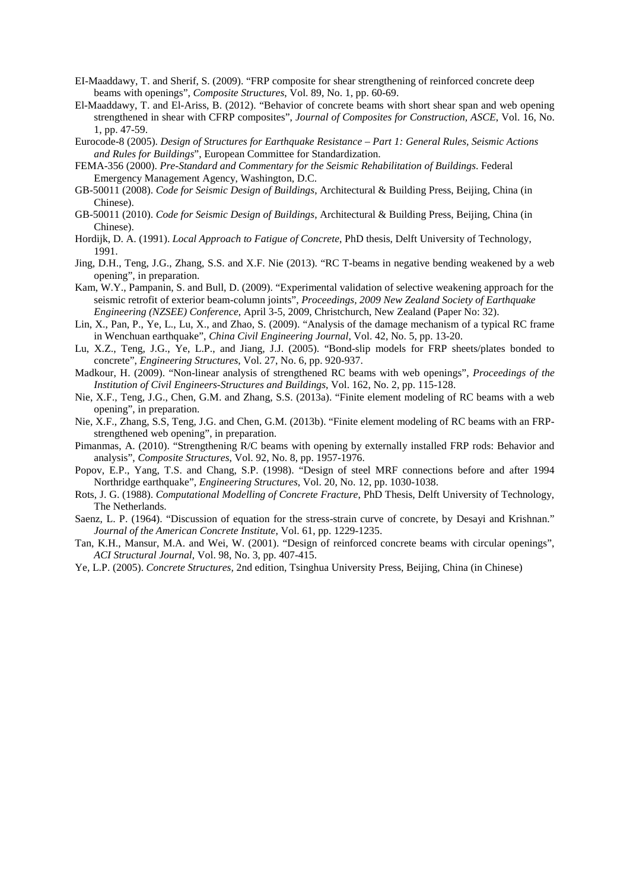EI-Maaddawy, T. and Sherif, S. (2009). "FRP composite for shear strengthening of reinforced concrete deep beams with openings", *Composite Structures*, Vol. 89, No. 1, pp. 60-69.

El-Maaddawy, T. and El-Ariss, B. (2012). "Behavior of concrete beams with short shear span and web opening strengthened in shear with CFRP composites", *Journal of Composites for Construction, ASCE*, Vol. 16, No. 1, pp. 47-59.

Eurocode-8 (2005). *Design of Structures for Earthquake Resistance – Part 1: General Rules, Seismic Actions and Rules for Buildings*", European Committee for Standardization.

FEMA-356 (2000). *Pre-Standard and Commentary for the Seismic Rehabilitation of Buildings.* Federal Emergency Management Agency, Washington, D.C.

GB-50011 (2008). *Code for Seismic Design of Buildings*, Architectural & Building Press, Beijing, China (in Chinese).

GB-50011 (2010). *Code for Seismic Design of Buildings*, Architectural & Building Press, Beijing, China (in Chinese).

Hordijk, D. A. (1991). *Local Approach to Fatigue of Concrete*, PhD thesis, Delft University of Technology, 1991.

Jing, D.H., Teng, J.G., Zhang, S.S. and X.F. Nie (2013). "RC T-beams in negative bending weakened by a web opening", in preparation.

Kam, W.Y., Pampanin, S. and Bull, D. (2009). "Experimental validation of selective weakening approach for the seismic retrofit of exterior beam-column joints", *Proceedings, 2009 New Zealand Society of Earthquake Engineering (NZSEE) Conference*, April 3-5, 2009, Christchurch, New Zealand (Paper No: 32).

Lin, X., Pan, P., Ye, L., Lu, X., and Zhao, S. (2009). "Analysis of the damage mechanism of a typical RC frame in Wenchuan earthquake", *China Civil Engineering Journal*, Vol. 42, No. 5, pp. 13-20.

Lu, X.Z., Teng, J.G., Ye, L.P., and Jiang, J.J. (2005). "Bond-slip models for FRP sheets/plates bonded to concrete", *Engineering Structures*, Vol. 27, No. 6, pp. 920-937.

Madkour, H. (2009). "Non-linear analysis of strengthened RC beams with web openings", *Proceedings of the Institution of Civil Engineers-Structures and Buildings*, Vol. 162, No. 2, pp. 115-128.

Nie, X.F., Teng, J.G., Chen, G.M. and Zhang, S.S. (2013a). "Finite element modeling of RC beams with a web opening", in preparation.

Nie, X.F., Zhang, S.S, Teng, J.G. and Chen, G.M. (2013b). "Finite element modeling of RC beams with an FRP-strengthened web opening", in preparation.

Pimanmas, A. (2010). "Strengthening R/C beams with opening by externally installed FRP rods: Behavior and analysis", *Composite Structures*, Vol. 92, No. 8, pp. 1957-1976.

Popov, E.P., Yang, T.S. and Chang, S.P. (1998). "Design of steel MRF connections before and after 1994 Northridge earthquake", *Engineering Structures*, Vol. 20, No. 12, pp. 1030-1038.

Rots, J. G. (1988). *Computational Modelling of Concrete Fracture*, PhD Thesis, Delft University of Technology, The Netherlands.

Saenz, L. P. (1964). "Discussion of equation for the stress-strain curve of concrete, by Desayi and Krishnan." *Journal of the American Concrete Institute*, Vol. 61, pp. 1229-1235.

Tan, K.H., Mansur, M.A. and Wei, W. (2001). "Design of reinforced concrete beams with circular openings", *ACI Structural Journal*, Vol. 98, No. 3, pp. 407-415.

Ye, L.P. (2005). *Concrete Structures*, 2nd edition, Tsinghua University Press, Beijing, China (in Chinese)